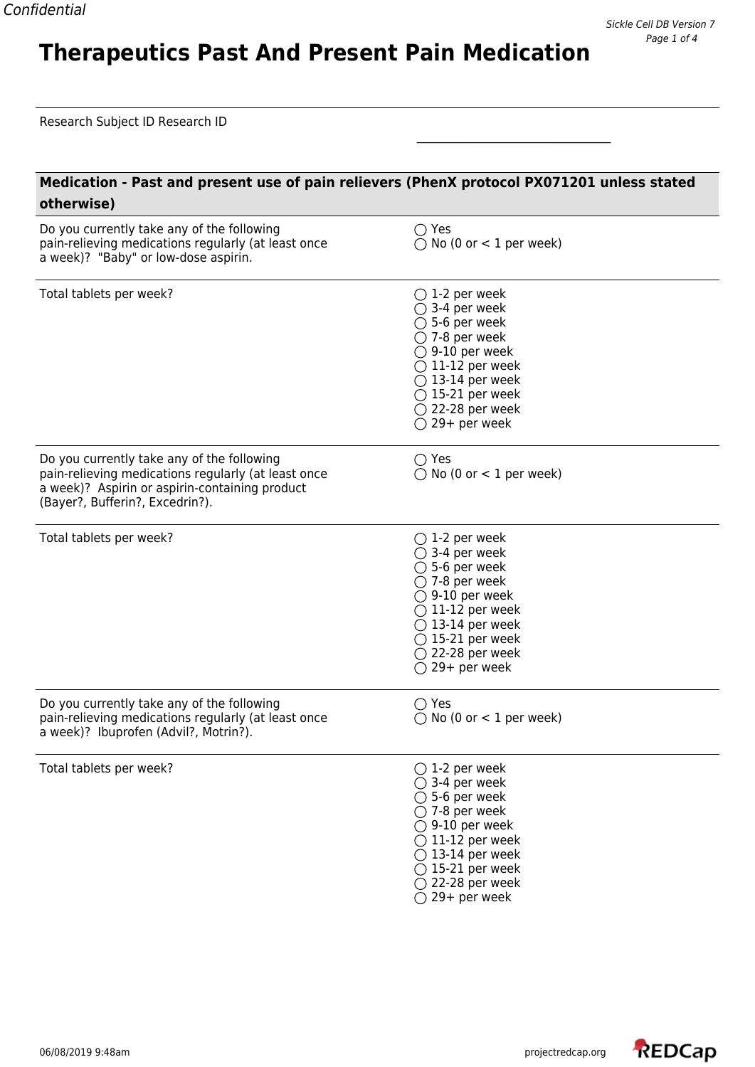# Therapeutics Past And Present Pain Medication

Research Subject ID Research ID \_\_\_\_\_\_\_\_\_\_\_\_\_\_\_\_\_\_\_\_\_\_\_\_\_\_\_\_\_\_\_\_

**Medication - Past and present use of pain relievers (PhenX protocol PX071201 unless stated otherwise)**

Do you currently take any of the following pain-relieving medications regularly (at least once a week)? "Baby" or low-dose aspirin.

- ◯ Yes
- ◯ No (0 or < 1 per week)

Total tablets per week?

- ◯ 1-2 per week
- ◯ 3-4 per week
- ◯ 5-6 per week
- ◯ 7-8 per week
- ◯ 9-10 per week
- ◯ 11-12 per week
- ◯ 13-14 per week
- ◯ 15-21 per week
- ◯ 22-28 per week
- ◯ 29+ per week

Do you currently take any of the following pain-relieving medications regularly (at least once a week)? Aspirin or aspirin-containing product (Bayer?, Bufferin?, Excedrin?).

- ◯ Yes
- ◯ No (0 or < 1 per week)

Total tablets per week?

- ◯ 1-2 per week
- ◯ 3-4 per week
- ◯ 5-6 per week
- ◯ 7-8 per week
- ◯ 9-10 per week
- ◯ 11-12 per week
- ◯ 13-14 per week
- ◯ 15-21 per week
- ◯ 22-28 per week
- ◯ 29+ per week

Do you currently take any of the following pain-relieving medications regularly (at least once a week)? Ibuprofen (Advil?, Motrin?).

- ◯ Yes
- ◯ No (0 or < 1 per week)

Total tablets per week?

- ◯ 1-2 per week
- ◯ 3-4 per week
- ◯ 5-6 per week
- ◯ 7-8 per week
- ◯ 9-10 per week
- ◯ 11-12 per week
- ◯ 13-14 per week
- ◯ 15-21 per week
- ◯ 22-28 per week
- ◯ 29+ per week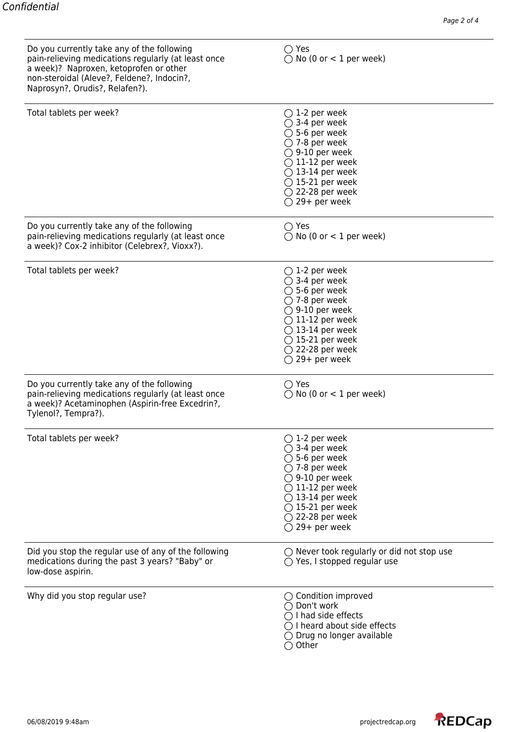| | |
|---|---|
| Do you currently take any of the following pain-relieving medications regularly (at least once a week)? Naproxen, ketoprofen or other non-steroidal (Aleve?, Feldene?, Indocin?, Naprosyn?, Orudis?, Relafen?). | ◯ Yes<br>◯ No (0 or < 1 per week) |
| Total tablets per week? | ◯ 1-2 per week<br>◯ 3-4 per week<br>◯ 5-6 per week<br>◯ 7-8 per week<br>◯ 9-10 per week<br>◯ 11-12 per week<br>◯ 13-14 per week<br>◯ 15-21 per week<br>◯ 22-28 per week<br>◯ 29+ per week |
| Do you currently take any of the following pain-relieving medications regularly (at least once a week)? Cox-2 inhibitor (Celebrex?, Vioxx?). | ◯ Yes<br>◯ No (0 or < 1 per week) |
| Total tablets per week? | ◯ 1-2 per week<br>◯ 3-4 per week<br>◯ 5-6 per week<br>◯ 7-8 per week<br>◯ 9-10 per week<br>◯ 11-12 per week<br>◯ 13-14 per week<br>◯ 15-21 per week<br>◯ 22-28 per week<br>◯ 29+ per week |
| Do you currently take any of the following pain-relieving medications regularly (at least once a week)? Acetaminophen (Aspirin-free Excedrin?, Tylenol?, Tempra?). | ◯ Yes<br>◯ No (0 or < 1 per week) |
| Total tablets per week? | ◯ 1-2 per week<br>◯ 3-4 per week<br>◯ 5-6 per week<br>◯ 7-8 per week<br>◯ 9-10 per week<br>◯ 11-12 per week<br>◯ 13-14 per week<br>◯ 15-21 per week<br>◯ 22-28 per week<br>◯ 29+ per week |
| Did you stop the regular use of any of the following medications during the past 3 years? "Baby" or low-dose aspirin. | ◯ Never took regularly or did not stop use<br>◯ Yes, I stopped regular use |
| Why did you stop regular use? | ◯ Condition improved<br>◯ Don't work<br>◯ I had side effects<br>◯ I heard about side effects<br>◯ Drug no longer available<br>◯ Other |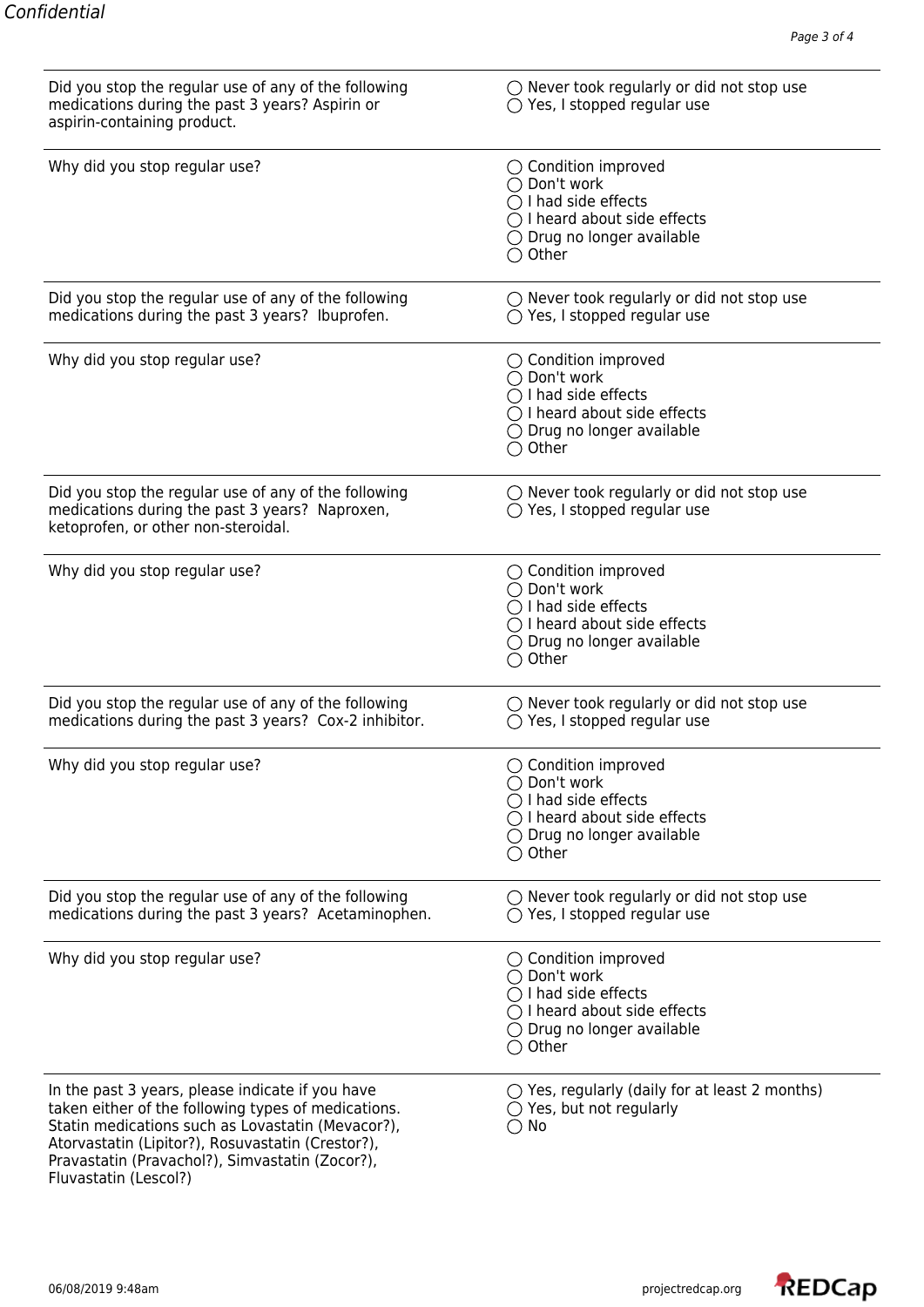| | |
|---|---|
| Did you stop the regular use of any of the following medications during the past 3 years? Aspirin or aspirin-containing product. | ◯ Never took regularly or did not stop use<br>◯ Yes, I stopped regular use |
| Why did you stop regular use? | ◯ Condition improved<br>◯ Don't work<br>◯ I had side effects<br>◯ I heard about side effects<br>◯ Drug no longer available<br>◯ Other |
| Did you stop the regular use of any of the following medications during the past 3 years?  Ibuprofen. | ◯ Never took regularly or did not stop use<br>◯ Yes, I stopped regular use |
| Why did you stop regular use? | ◯ Condition improved<br>◯ Don't work<br>◯ I had side effects<br>◯ I heard about side effects<br>◯ Drug no longer available<br>◯ Other |
| Did you stop the regular use of any of the following medications during the past 3 years?  Naproxen, ketoprofen, or other non-steroidal. | ◯ Never took regularly or did not stop use<br>◯ Yes, I stopped regular use |
| Why did you stop regular use? | ◯ Condition improved<br>◯ Don't work<br>◯ I had side effects<br>◯ I heard about side effects<br>◯ Drug no longer available<br>◯ Other |
| Did you stop the regular use of any of the following medications during the past 3 years?  Cox-2 inhibitor. | ◯ Never took regularly or did not stop use<br>◯ Yes, I stopped regular use |
| Why did you stop regular use? | ◯ Condition improved<br>◯ Don't work<br>◯ I had side effects<br>◯ I heard about side effects<br>◯ Drug no longer available<br>◯ Other |
| Did you stop the regular use of any of the following medications during the past 3 years?  Acetaminophen. | ◯ Never took regularly or did not stop use<br>◯ Yes, I stopped regular use |
| Why did you stop regular use? | ◯ Condition improved<br>◯ Don't work<br>◯ I had side effects<br>◯ I heard about side effects<br>◯ Drug no longer available<br>◯ Other |
| In the past 3 years, please indicate if you have taken either of the following types of medications. Statin medications such as Lovastatin (Mevacor?), Atorvastatin (Lipitor?), Rosuvastatin (Crestor?), Pravastatin (Pravachol?), Simvastatin (Zocor?), Fluvastatin (Lescol?) | ◯ Yes, regularly (daily for at least 2 months)<br>◯ Yes, but not regularly<br>◯ No |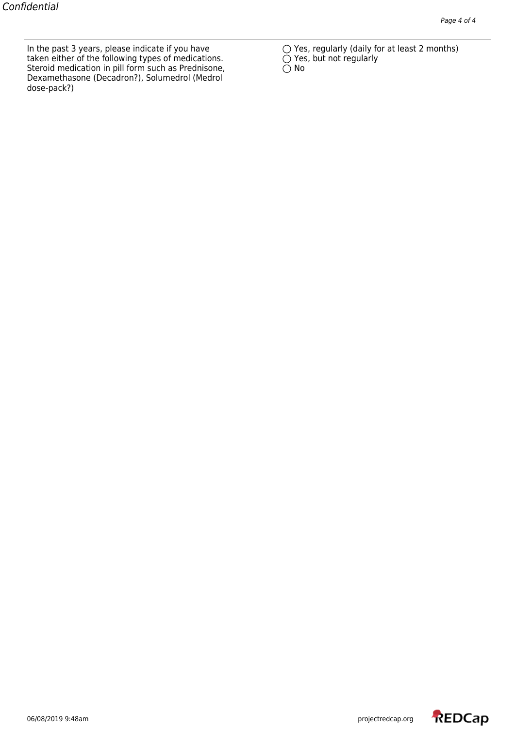In the past 3 years, please indicate if you have taken either of the following types of medications. Steroid medication in pill form such as Prednisone, Dexamethasone (Decadron?), Solumedrol (Medrol dose-pack?)

◯ Yes, regularly (daily for at least 2 months)
◯ Yes, but not regularly
◯ No